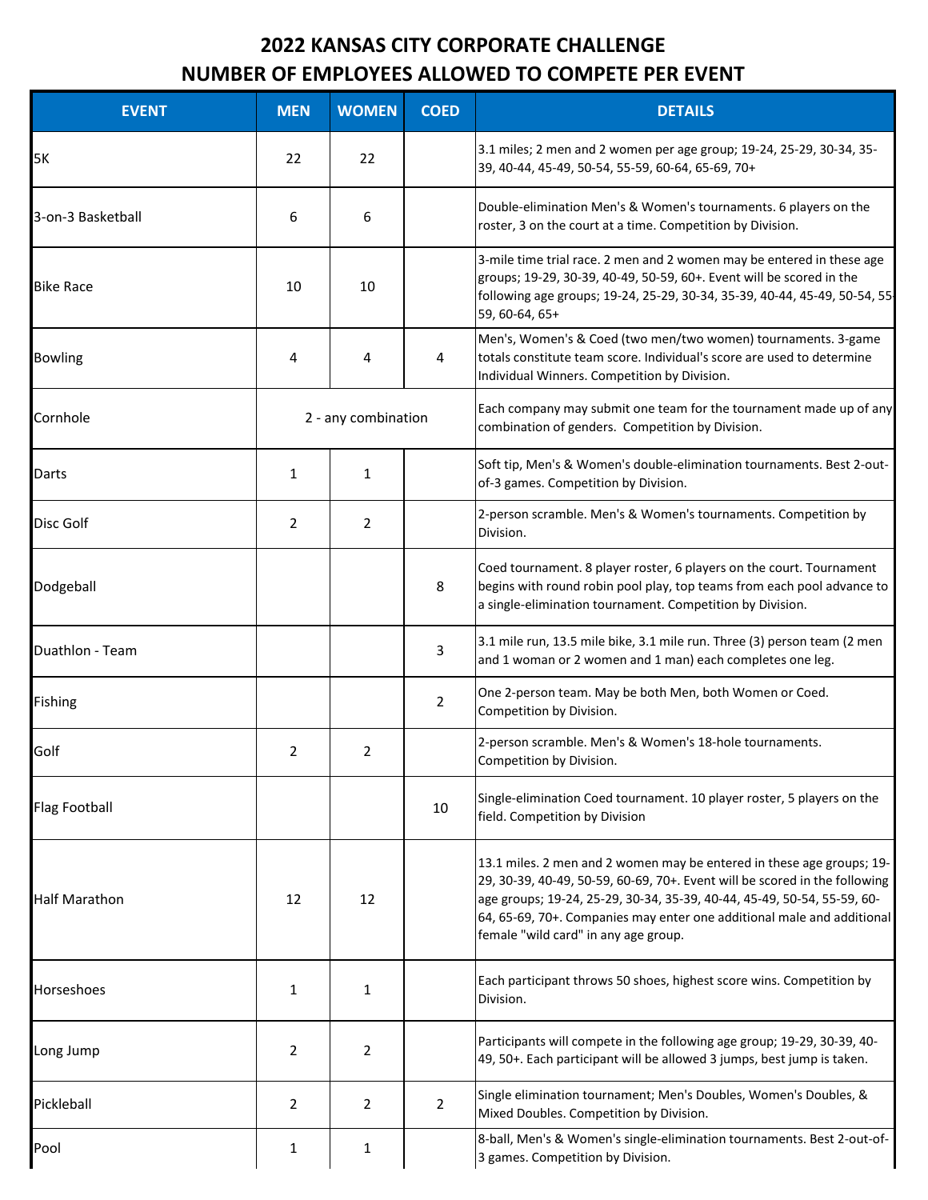# 2022 KANSAS CITY CORPORATE CHALLENGE
# NUMBER OF EMPLOYEES ALLOWED TO COMPETE PER EVENT

| EVENT | MEN | WOMEN | COED | DETAILS |
|---|---|---|---|---|
| 5K | 22 | 22 | | 3.1 miles; 2 men and 2 women per age group; 19-24, 25-29, 30-34, 35-39, 40-44, 45-49, 50-54, 55-59, 60-64, 65-69, 70+ |
| 3-on-3 Basketball | 6 | 6 | | Double-elimination Men's & Women's tournaments. 6 players on the roster, 3 on the court at a time. Competition by Division. |
| Bike Race | 10 | 10 | | 3-mile time trial race. 2 men and 2 women may be entered in these age groups; 19-29, 30-39, 40-49, 50-59, 60+. Event will be scored in the following age groups; 19-24, 25-29, 30-34, 35-39, 40-44, 45-49, 50-54, 55-59, 60-64, 65+ |
| Bowling | 4 | 4 | 4 | Men's, Women's & Coed (two men/two women) tournaments. 3-game totals constitute team score. Individual's score are used to determine Individual Winners. Competition by Division. |
| Cornhole | 2 - any combination | | | Each company may submit one team for the tournament made up of any combination of genders. Competition by Division. |
| Darts | 1 | 1 | | Soft tip, Men's & Women's double-elimination tournaments. Best 2-out-of-3 games. Competition by Division. |
| Disc Golf | 2 | 2 | | 2-person scramble. Men's & Women's tournaments. Competition by Division. |
| Dodgeball | | | 8 | Coed tournament. 8 player roster, 6 players on the court. Tournament begins with round robin pool play, top teams from each pool advance to a single-elimination tournament. Competition by Division. |
| Duathlon - Team | | | 3 | 3.1 mile run, 13.5 mile bike, 3.1 mile run. Three (3) person team (2 men and 1 woman or 2 women and 1 man) each completes one leg. |
| Fishing | | | 2 | One 2-person team. May be both Men, both Women or Coed. Competition by Division. |
| Golf | 2 | 2 | | 2-person scramble. Men's & Women's 18-hole tournaments. Competition by Division. |
| Flag Football | | | 10 | Single-elimination Coed tournament. 10 player roster, 5 players on the field. Competition by Division |
| Half Marathon | 12 | 12 | | 13.1 miles. 2 men and 2 women may be entered in these age groups; 19-29, 30-39, 40-49, 50-59, 60-69, 70+. Event will be scored in the following age groups; 19-24, 25-29, 30-34, 35-39, 40-44, 45-49, 50-54, 55-59, 60-64, 65-69, 70+. Companies may enter one additional male and additional female "wild card" in any age group. |
| Horseshoes | 1 | 1 | | Each participant throws 50 shoes, highest score wins. Competition by Division. |
| Long Jump | 2 | 2 | | Participants will compete in the following age group; 19-29, 30-39, 40-49, 50+. Each participant will be allowed 3 jumps, best jump is taken. |
| Pickleball | 2 | 2 | 2 | Single elimination tournament; Men's Doubles, Women's Doubles, & Mixed Doubles. Competition by Division. |
| Pool | 1 | 1 | | 8-ball, Men's & Women's single-elimination tournaments. Best 2-out-of-3 games. Competition by Division. |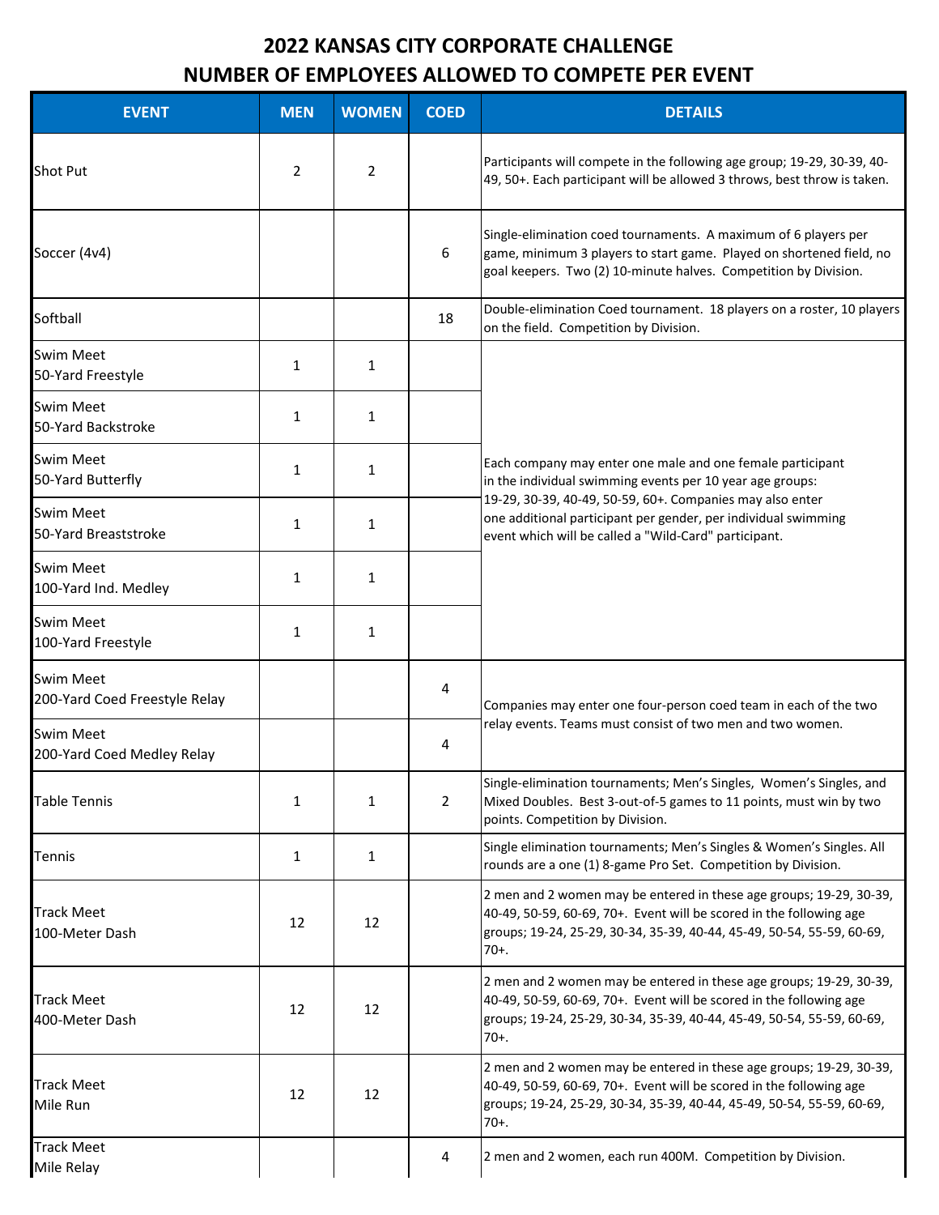# 2022 KANSAS CITY CORPORATE CHALLENGE
# NUMBER OF EMPLOYEES ALLOWED TO COMPETE PER EVENT

| EVENT | MEN | WOMEN | COED | DETAILS |
|---|---|---|---|---|
| Shot Put | 2 | 2 | | Participants will compete in the following age group; 19-29, 30-39, 40-49, 50+. Each participant will be allowed 3 throws, best throw is taken. |
| Soccer (4v4) | | | 6 | Single-elimination coed tournaments. A maximum of 6 players per game, minimum 3 players to start game. Played on shortened field, no goal keepers. Two (2) 10-minute halves. Competition by Division. |
| Softball | | | 18 | Double-elimination Coed tournament. 18 players on a roster, 10 players on the field. Competition by Division. |
| Swim Meet 50-Yard Freestyle | 1 | 1 | | Each company may enter one male and one female participant in the individual swimming events per 10 year age groups: 19-29, 30-39, 40-49, 50-59, 60+. Companies may also enter one additional participant per gender, per individual swimming event which will be called a "Wild-Card" participant. |
| Swim Meet 50-Yard Backstroke | 1 | 1 | | |
| Swim Meet 50-Yard Butterfly | 1 | 1 | | |
| Swim Meet 50-Yard Breaststroke | 1 | 1 | | |
| Swim Meet 100-Yard Ind. Medley | 1 | 1 | | |
| Swim Meet 100-Yard Freestyle | 1 | 1 | | |
| Swim Meet 200-Yard Coed Freestyle Relay | | | 4 | Companies may enter one four-person coed team in each of the two relay events. Teams must consist of two men and two women. |
| Swim Meet 200-Yard Coed Medley Relay | | | 4 | |
| Table Tennis | 1 | 1 | 2 | Single-elimination tournaments; Men's Singles, Women's Singles, and Mixed Doubles. Best 3-out-of-5 games to 11 points, must win by two points. Competition by Division. |
| Tennis | 1 | 1 | | Single elimination tournaments; Men's Singles & Women's Singles. All rounds are a one (1) 8-game Pro Set. Competition by Division. |
| Track Meet 100-Meter Dash | 12 | 12 | | 2 men and 2 women may be entered in these age groups; 19-29, 30-39, 40-49, 50-59, 60-69, 70+. Event will be scored in the following age groups; 19-24, 25-29, 30-34, 35-39, 40-44, 45-49, 50-54, 55-59, 60-69, 70+. |
| Track Meet 400-Meter Dash | 12 | 12 | | 2 men and 2 women may be entered in these age groups; 19-29, 30-39, 40-49, 50-59, 60-69, 70+. Event will be scored in the following age groups; 19-24, 25-29, 30-34, 35-39, 40-44, 45-49, 50-54, 55-59, 60-69, 70+. |
| Track Meet Mile Run | 12 | 12 | | 2 men and 2 women may be entered in these age groups; 19-29, 30-39, 40-49, 50-59, 60-69, 70+. Event will be scored in the following age groups; 19-24, 25-29, 30-34, 35-39, 40-44, 45-49, 50-54, 55-59, 60-69, 70+. |
| Track Meet Mile Relay | | | 4 | 2 men and 2 women, each run 400M. Competition by Division. |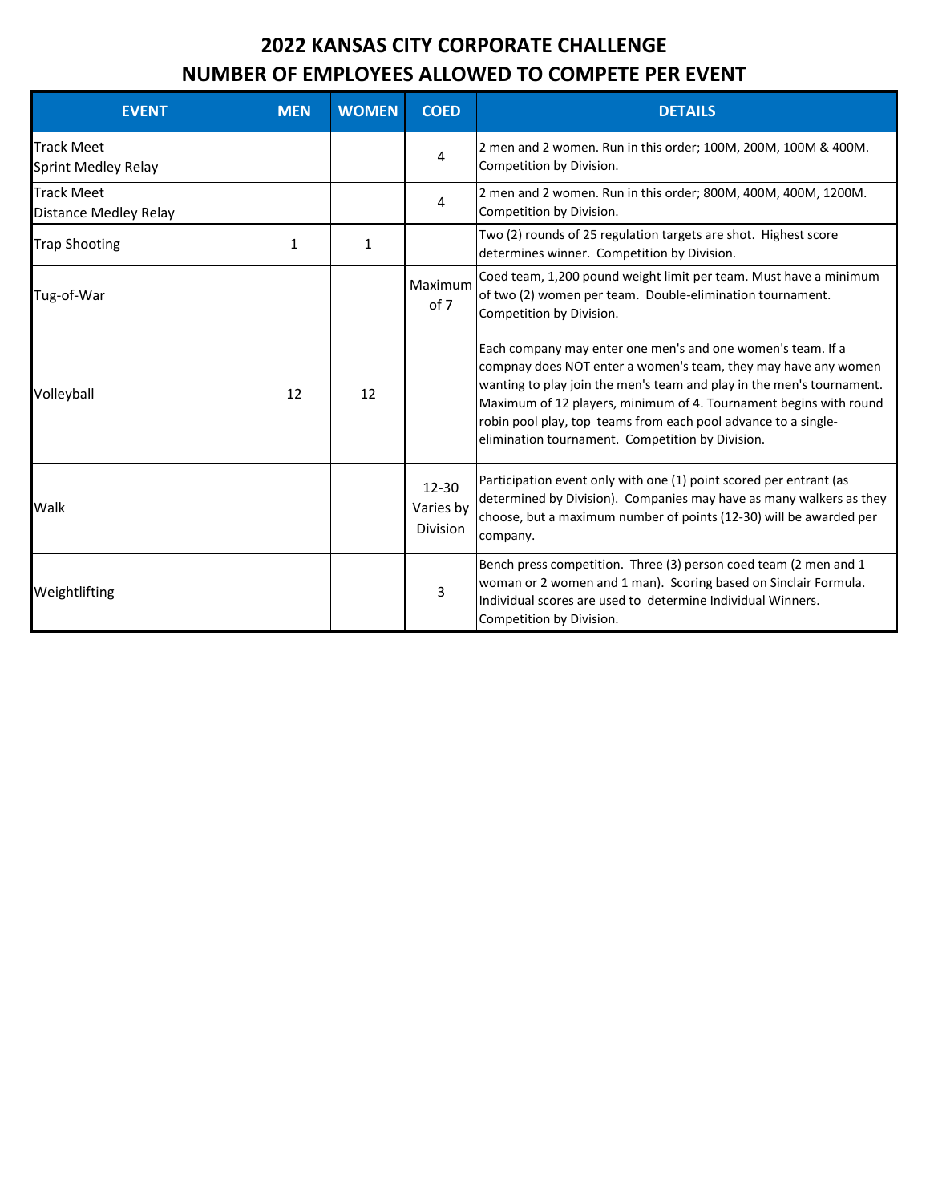# 2022 KANSAS CITY CORPORATE CHALLENGE
# NUMBER OF EMPLOYEES ALLOWED TO COMPETE PER EVENT

| EVENT | MEN | WOMEN | COED | DETAILS |
|---|---|---|---|---|
| Track Meet Sprint Medley Relay | | | 4 | 2 men and 2 women. Run in this order; 100M, 200M, 100M & 400M. Competition by Division. |
| Track Meet Distance Medley Relay | | | 4 | 2 men and 2 women. Run in this order; 800M, 400M, 400M, 1200M. Competition by Division. |
| Trap Shooting | 1 | 1 | | Two (2) rounds of 25 regulation targets are shot. Highest score determines winner. Competition by Division. |
| Tug-of-War | | | Maximum of 7 | Coed team, 1,200 pound weight limit per team. Must have a minimum of two (2) women per team. Double-elimination tournament. Competition by Division. |
| Volleyball | 12 | 12 | | Each company may enter one men's and one women's team. If a compnay does NOT enter a women's team, they may have any women wanting to play join the men's team and play in the men's tournament. Maximum of 12 players, minimum of 4. Tournament begins with round robin pool play, top teams from each pool advance to a single-elimination tournament. Competition by Division. |
| Walk | | | 12-30 Varies by Division | Participation event only with one (1) point scored per entrant (as determined by Division). Companies may have as many walkers as they choose, but a maximum number of points (12-30) will be awarded per company. |
| Weightlifting | | | 3 | Bench press competition. Three (3) person coed team (2 men and 1 woman or 2 women and 1 man). Scoring based on Sinclair Formula. Individual scores are used to determine Individual Winners. Competition by Division. |